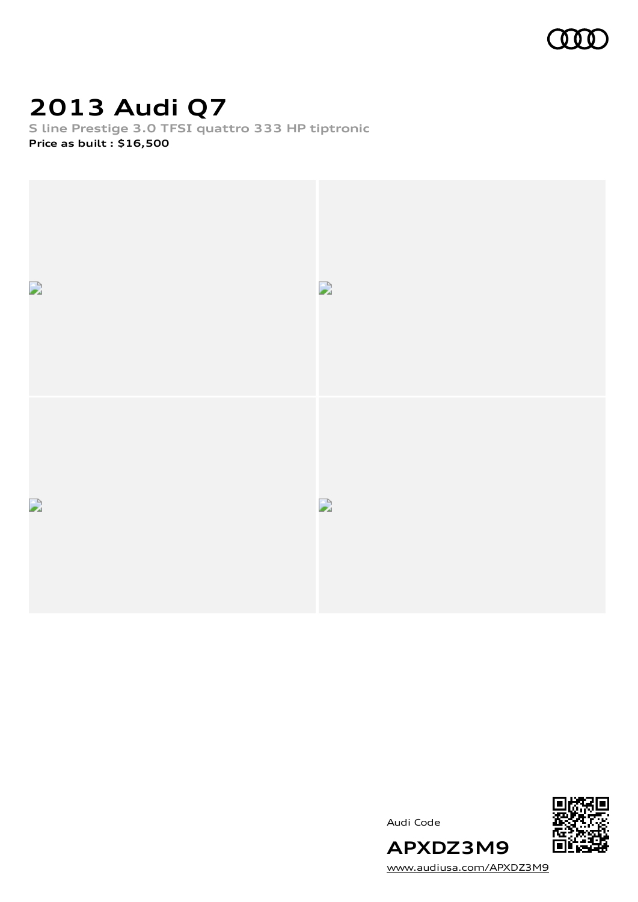# 2013 Audi Q7

S line Prestige 3.0 TFSI quattro 333 HP tiptronic

**Price as built : $16,500**

Audi Code

**APXDZ3M9**

www.audiusa.com/APXDZ3M9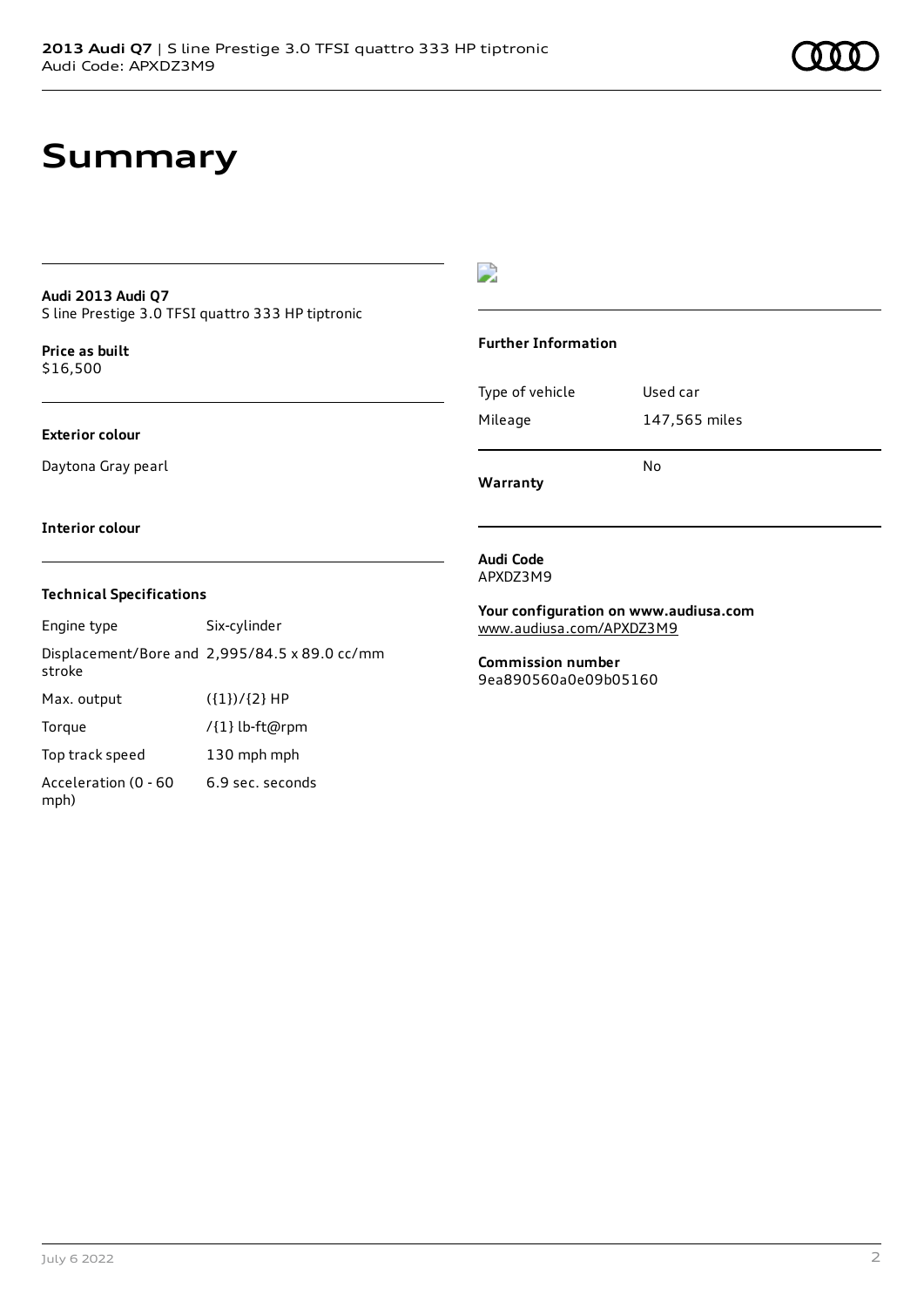# Summary

**Audi 2013 Audi Q7**
S line Prestige 3.0 TFSI quattro 333 HP tiptronic

**Price as built**
$16,500

**Exterior colour**

Daytona Gray pearl

**Interior colour**

### Technical Specifications

| | |
|---|---|
| Engine type | Six-cylinder |
| Displacement/Bore and stroke | 2,995/84.5 x 89.0 cc/mm |
| Max. output | ({1})/{2} HP |
| Torque | /{1} lb-ft@rpm |
| Top track speed | 130 mph mph |
| Acceleration (0 - 60 mph) | 6.9 sec. seconds |

### Further Information

| | |
|---|---|
| Type of vehicle | Used car |
| Mileage | 147,565 miles |
| **Warranty** | No |

**Audi Code**
APXDZ3M9

**Your configuration on www.audiusa.com**
www.audiusa.com/APXDZ3M9

**Commission number**
9ea890560a0e09b05160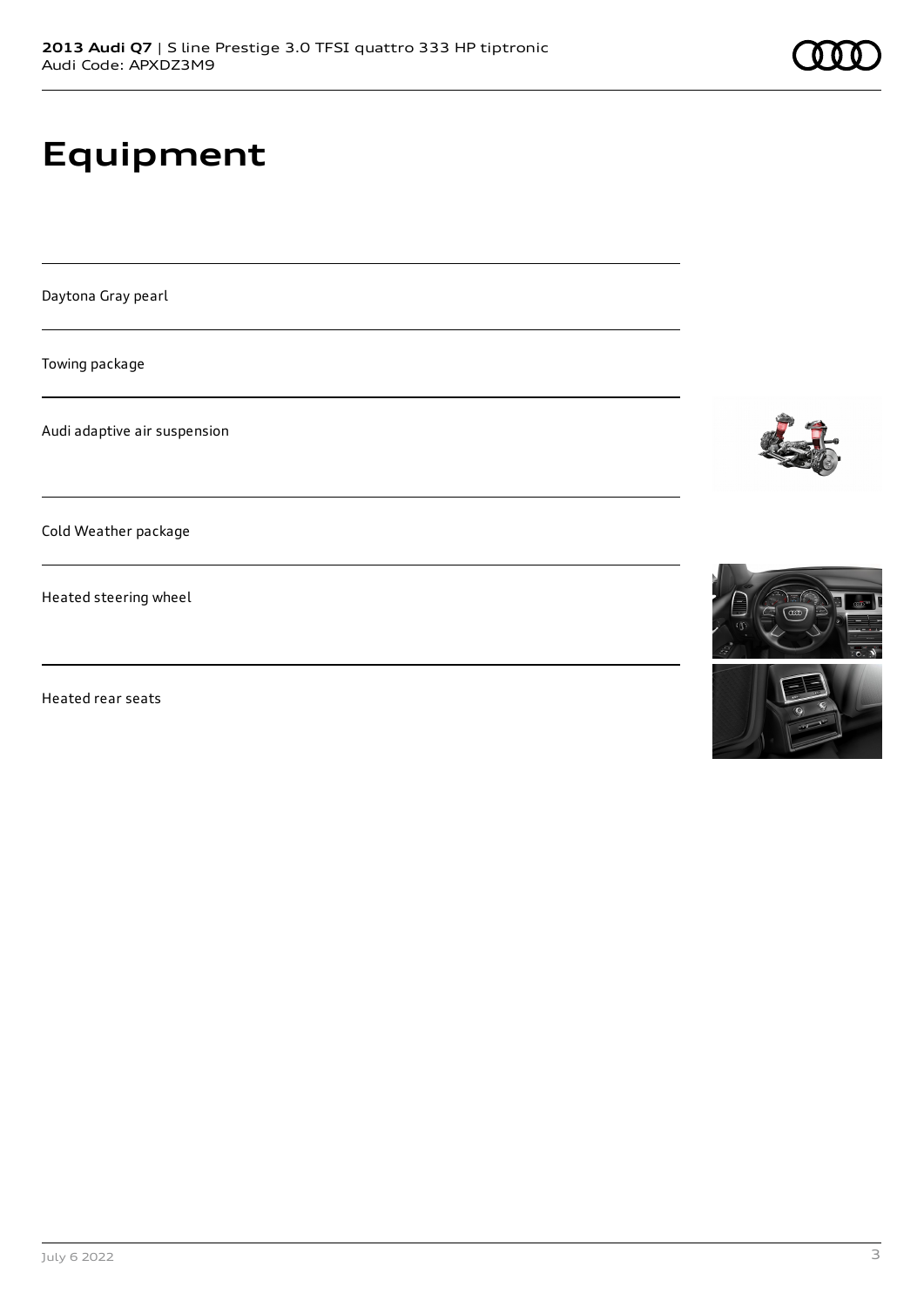# Equipment

Daytona Gray pearl

Towing package

Audi adaptive air suspension

Cold Weather package

Heated steering wheel

Heated rear seats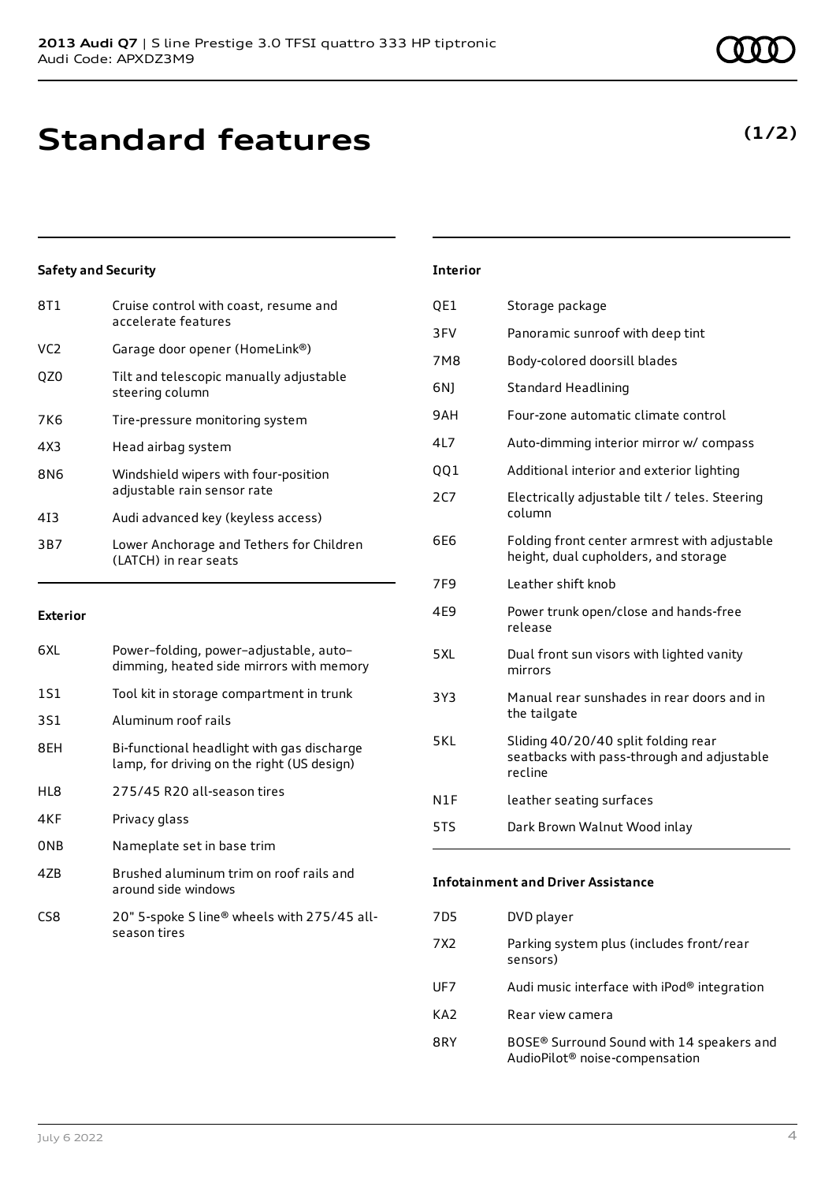# Standard features

**(1/2)**

### Safety and Security

| | |
|---|---|
| 8T1 | Cruise control with coast, resume and accelerate features |
| VC2 | Garage door opener (HomeLink®) |
| QZ0 | Tilt and telescopic manually adjustable steering column |
| 7K6 | Tire-pressure monitoring system |
| 4X3 | Head airbag system |
| 8N6 | Windshield wipers with four-position adjustable rain sensor rate |
| 4I3 | Audi advanced key (keyless access) |
| 3B7 | Lower Anchorage and Tethers for Children (LATCH) in rear seats |

### Exterior

| | |
|---|---|
| 6XL | Power–folding, power–adjustable, auto–dimming, heated side mirrors with memory |
| 1S1 | Tool kit in storage compartment in trunk |
| 3S1 | Aluminum roof rails |
| 8EH | Bi-functional headlight with gas discharge lamp, for driving on the right (US design) |
| HL8 | 275/45 R20 all-season tires |
| 4KF | Privacy glass |
| 0NB | Nameplate set in base trim |
| 4ZB | Brushed aluminum trim on roof rails and around side windows |
| CS8 | 20" 5-spoke S line® wheels with 275/45 all-season tires |

### Interior

| | |
|---|---|
| QE1 | Storage package |
| 3FV | Panoramic sunroof with deep tint |
| 7M8 | Body-colored doorsill blades |
| 6NJ | Standard Headlining |
| 9AH | Four-zone automatic climate control |
| 4L7 | Auto-dimming interior mirror w/ compass |
| QQ1 | Additional interior and exterior lighting |
| 2C7 | Electrically adjustable tilt / teles. Steering column |
| 6E6 | Folding front center armrest with adjustable height, dual cupholders, and storage |
| 7F9 | Leather shift knob |
| 4E9 | Power trunk open/close and hands-free release |
| 5XL | Dual front sun visors with lighted vanity mirrors |
| 3Y3 | Manual rear sunshades in rear doors and in the tailgate |
| 5KL | Sliding 40/20/40 split folding rear seatbacks with pass-through and adjustable recline |
| N1F | leather seating surfaces |
| 5TS | Dark Brown Walnut Wood inlay |

### Infotainment and Driver Assistance

| | |
|---|---|
| 7D5 | DVD player |
| 7X2 | Parking system plus (includes front/rear sensors) |
| UF7 | Audi music interface with iPod® integration |
| KA2 | Rear view camera |
| 8RY | BOSE® Surround Sound with 14 speakers and AudioPilot® noise-compensation |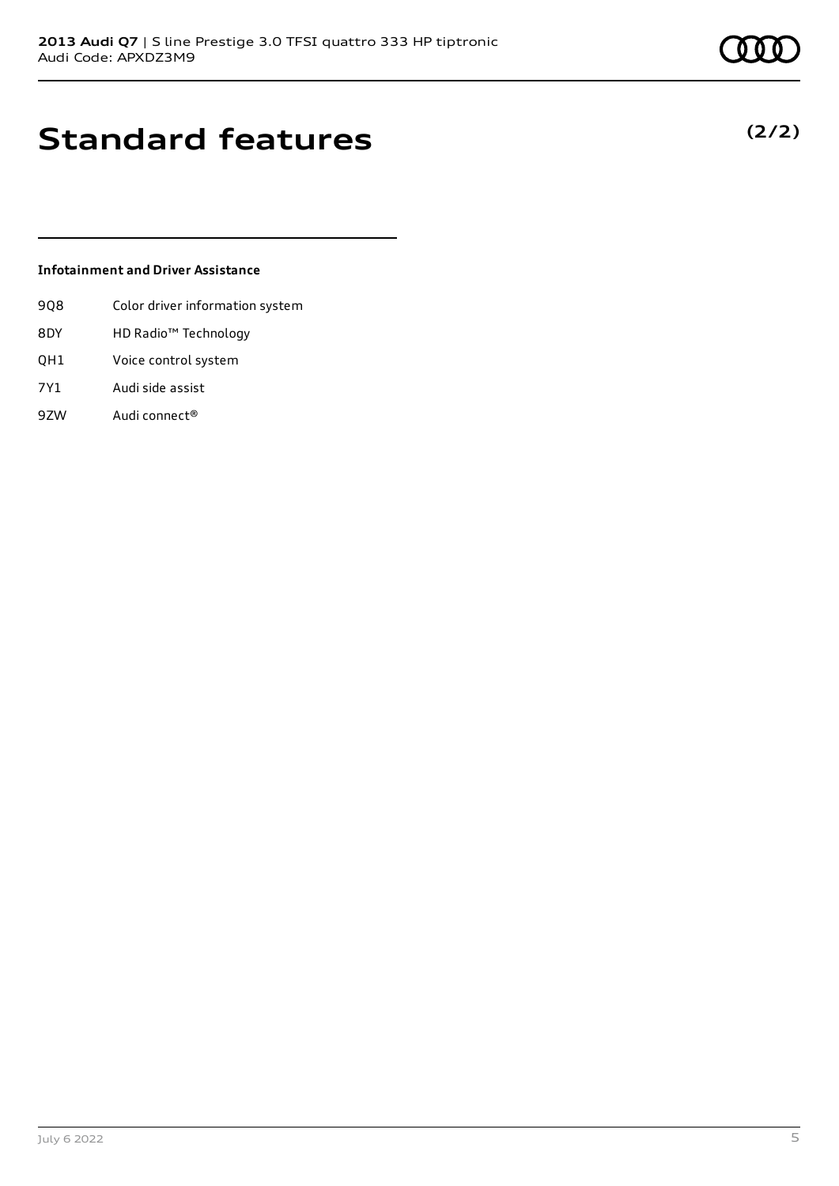# Standard features

**(2/2)**

### Infotainment and Driver Assistance

| | |
|---|---|
| 9Q8 | Color driver information system |
| 8DY | HD Radio™ Technology |
| QH1 | Voice control system |
| 7Y1 | Audi side assist |
| 9ZW | Audi connect® |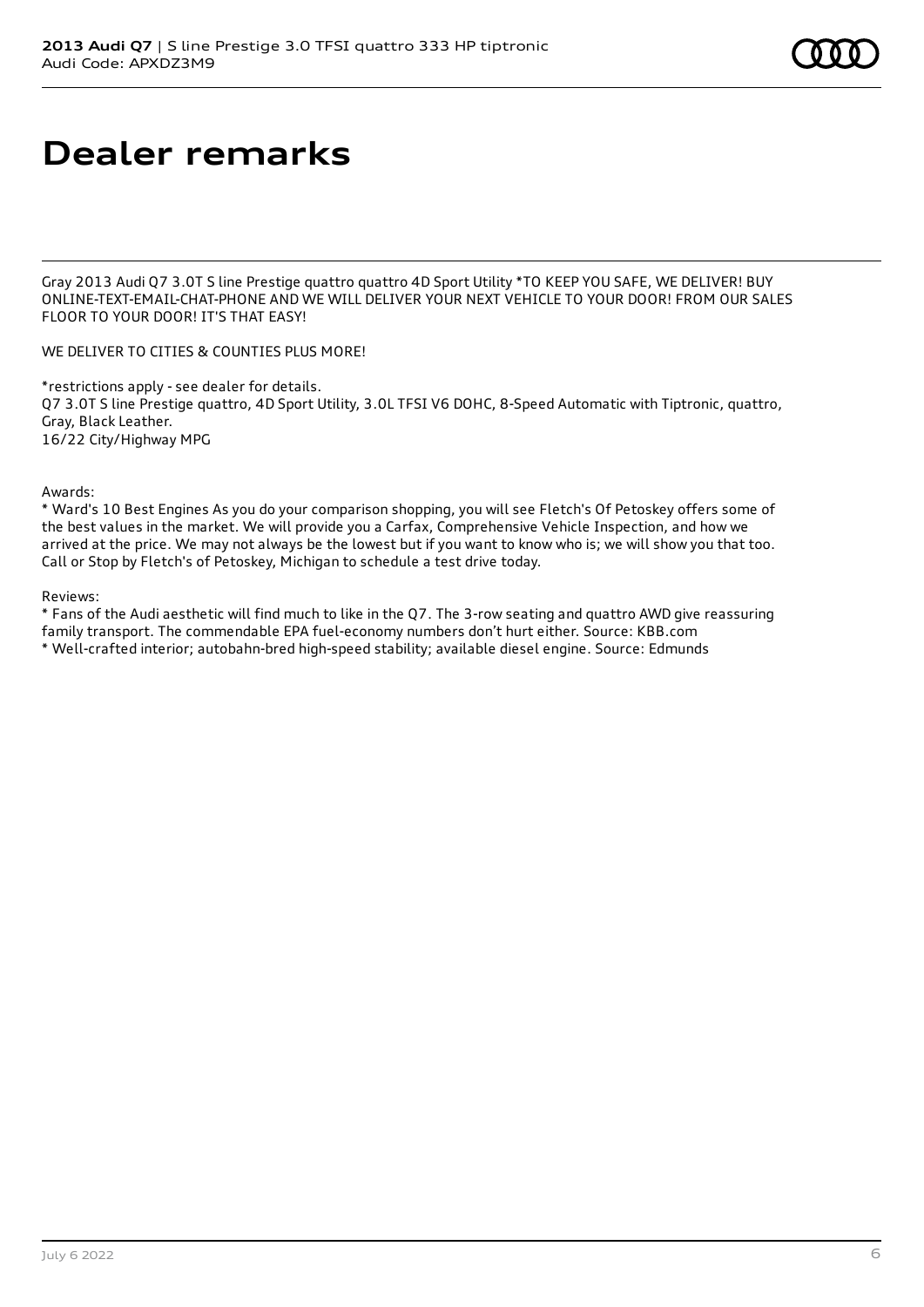# Dealer remarks

Gray 2013 Audi Q7 3.0T S line Prestige quattro quattro 4D Sport Utility *TO KEEP YOU SAFE, WE DELIVER! BUY ONLINE-TEXT-EMAIL-CHAT-PHONE AND WE WILL DELIVER YOUR NEXT VEHICLE TO YOUR DOOR! FROM OUR SALES FLOOR TO YOUR DOOR! IT'S THAT EASY!

WE DELIVER TO CITIES & COUNTIES PLUS MORE!

*restrictions apply - see dealer for details.
Q7 3.0T S line Prestige quattro, 4D Sport Utility, 3.0L TFSI V6 DOHC, 8-Speed Automatic with Tiptronic, quattro, Gray, Black Leather.
16/22 City/Highway MPG

Awards:
* Ward's 10 Best Engines As you do your comparison shopping, you will see Fletch's Of Petoskey offers some of the best values in the market. We will provide you a Carfax, Comprehensive Vehicle Inspection, and how we arrived at the price. We may not always be the lowest but if you want to know who is; we will show you that too. Call or Stop by Fletch's of Petoskey, Michigan to schedule a test drive today.

Reviews:
* Fans of the Audi aesthetic will find much to like in the Q7. The 3-row seating and quattro AWD give reassuring family transport. The commendable EPA fuel-economy numbers don't hurt either. Source: KBB.com
* Well-crafted interior; autobahn-bred high-speed stability; available diesel engine. Source: Edmunds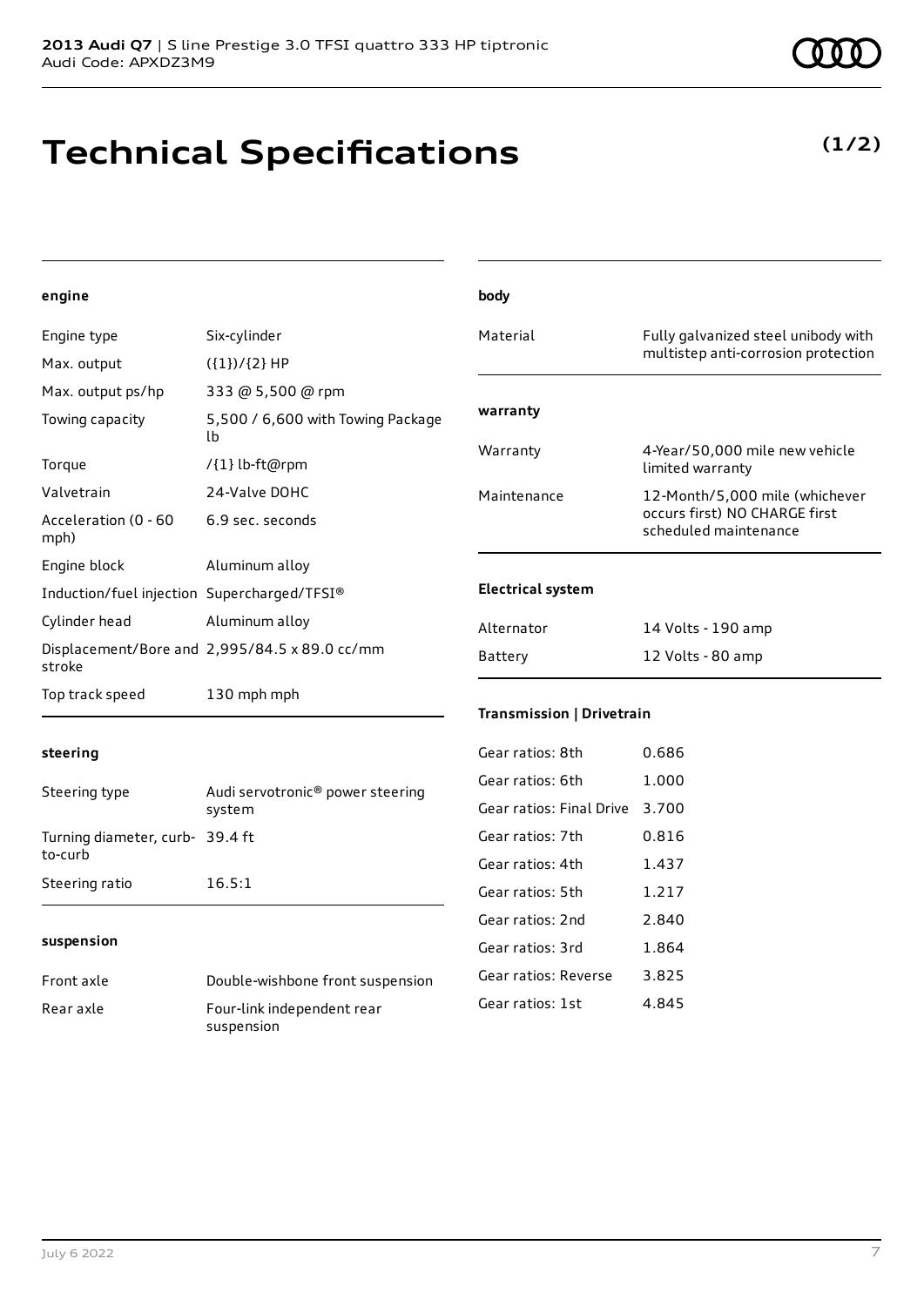# Technical Specifications

(1/2)

## engine

| | |
|---|---|
| Engine type | Six-cylinder |
| Max. output | ({1})/{2} HP |
| Max. output ps/hp | 333 @ 5,500 @ rpm |
| Towing capacity | 5,500 / 6,600 with Towing Package lb |
| Torque | /{1} lb-ft@rpm |
| Valvetrain | 24-Valve DOHC |
| Acceleration (0 - 60 mph) | 6.9 sec. seconds |
| Engine block | Aluminum alloy |
| Induction/fuel injection | Supercharged/TFSI® |
| Cylinder head | Aluminum alloy |
| Displacement/Bore and stroke | 2,995/84.5 x 89.0 cc/mm |
| Top track speed | 130 mph mph |

## steering

| | |
|---|---|
| Steering type | Audi servotronic® power steering system |
| Turning diameter, curb-to-curb | 39.4 ft |
| Steering ratio | 16.5:1 |

## suspension

| | |
|---|---|
| Front axle | Double-wishbone front suspension |
| Rear axle | Four-link independent rear suspension |

## body

| | |
|---|---|
| Material | Fully galvanized steel unibody with multistep anti-corrosion protection |

## warranty

| | |
|---|---|
| Warranty | 4-Year/50,000 mile new vehicle limited warranty |
| Maintenance | 12-Month/5,000 mile (whichever occurs first) NO CHARGE first scheduled maintenance |

## Electrical system

| | |
|---|---|
| Alternator | 14 Volts - 190 amp |
| Battery | 12 Volts - 80 amp |

## Transmission | Drivetrain

| | |
|---|---|
| Gear ratios: 8th | 0.686 |
| Gear ratios: 6th | 1.000 |
| Gear ratios: Final Drive | 3.700 |
| Gear ratios: 7th | 0.816 |
| Gear ratios: 4th | 1.437 |
| Gear ratios: 5th | 1.217 |
| Gear ratios: 2nd | 2.840 |
| Gear ratios: 3rd | 1.864 |
| Gear ratios: Reverse | 3.825 |
| Gear ratios: 1st | 4.845 |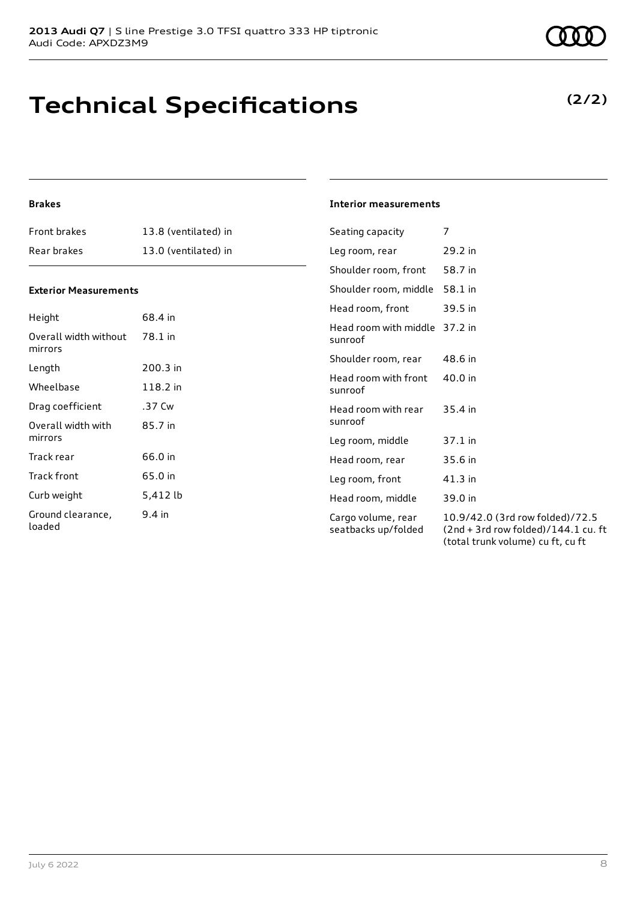# Technical Specifications

**(2/2)**

### Brakes

| | |
|---|---|
| Front brakes | 13.8 (ventilated) in |
| Rear brakes | 13.0 (ventilated) in |

### Exterior Measurements

| | |
|---|---|
| Height | 68.4 in |
| Overall width without mirrors | 78.1 in |
| Length | 200.3 in |
| Wheelbase | 118.2 in |
| Drag coefficient | .37 Cw |
| Overall width with mirrors | 85.7 in |
| Track rear | 66.0 in |
| Track front | 65.0 in |
| Curb weight | 5,412 lb |
| Ground clearance, loaded | 9.4 in |

### Interior measurements

| | |
|---|---|
| Seating capacity | 7 |
| Leg room, rear | 29.2 in |
| Shoulder room, front | 58.7 in |
| Shoulder room, middle | 58.1 in |
| Head room, front | 39.5 in |
| Head room with middle sunroof | 37.2 in |
| Shoulder room, rear | 48.6 in |
| Head room with front sunroof | 40.0 in |
| Head room with rear sunroof | 35.4 in |
| Leg room, middle | 37.1 in |
| Head room, rear | 35.6 in |
| Leg room, front | 41.3 in |
| Head room, middle | 39.0 in |
| Cargo volume, rear seatbacks up/folded | 10.9/42.0 (3rd row folded)/72.5 (2nd + 3rd row folded)/144.1 cu. ft (total trunk volume) cu ft, cu ft |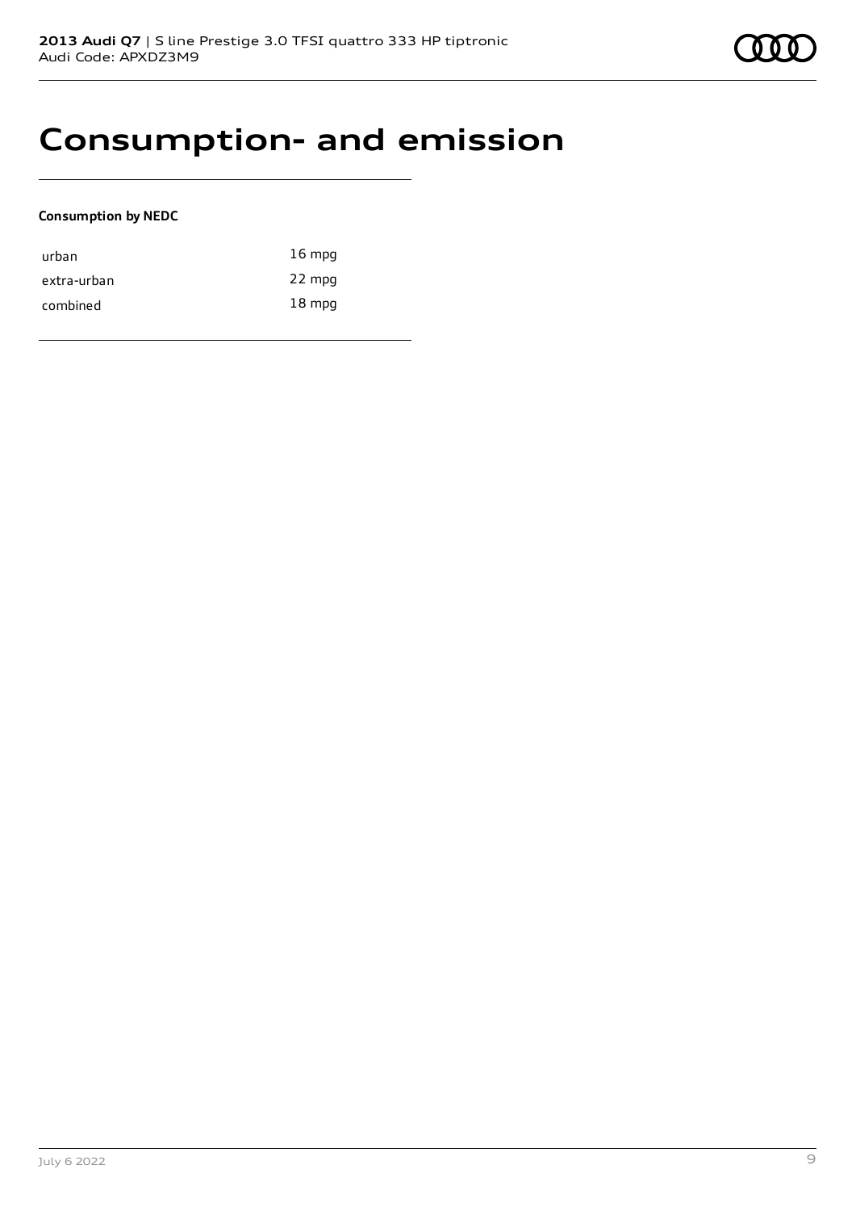# Consumption- and emission

**Consumption by NEDC**

| | |
|---|---|
| urban | 16 mpg |
| extra-urban | 22 mpg |
| combined | 18 mpg |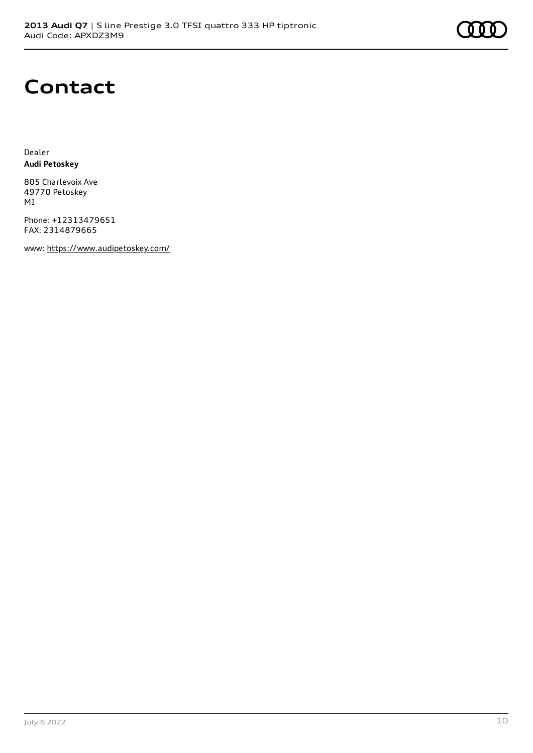# Contact

Dealer
**Audi Petoskey**

805 Charlevoix Ave
49770 Petoskey
MI

Phone: +12313479651
FAX: 2314879665

www: https://www.audipetoskey.com/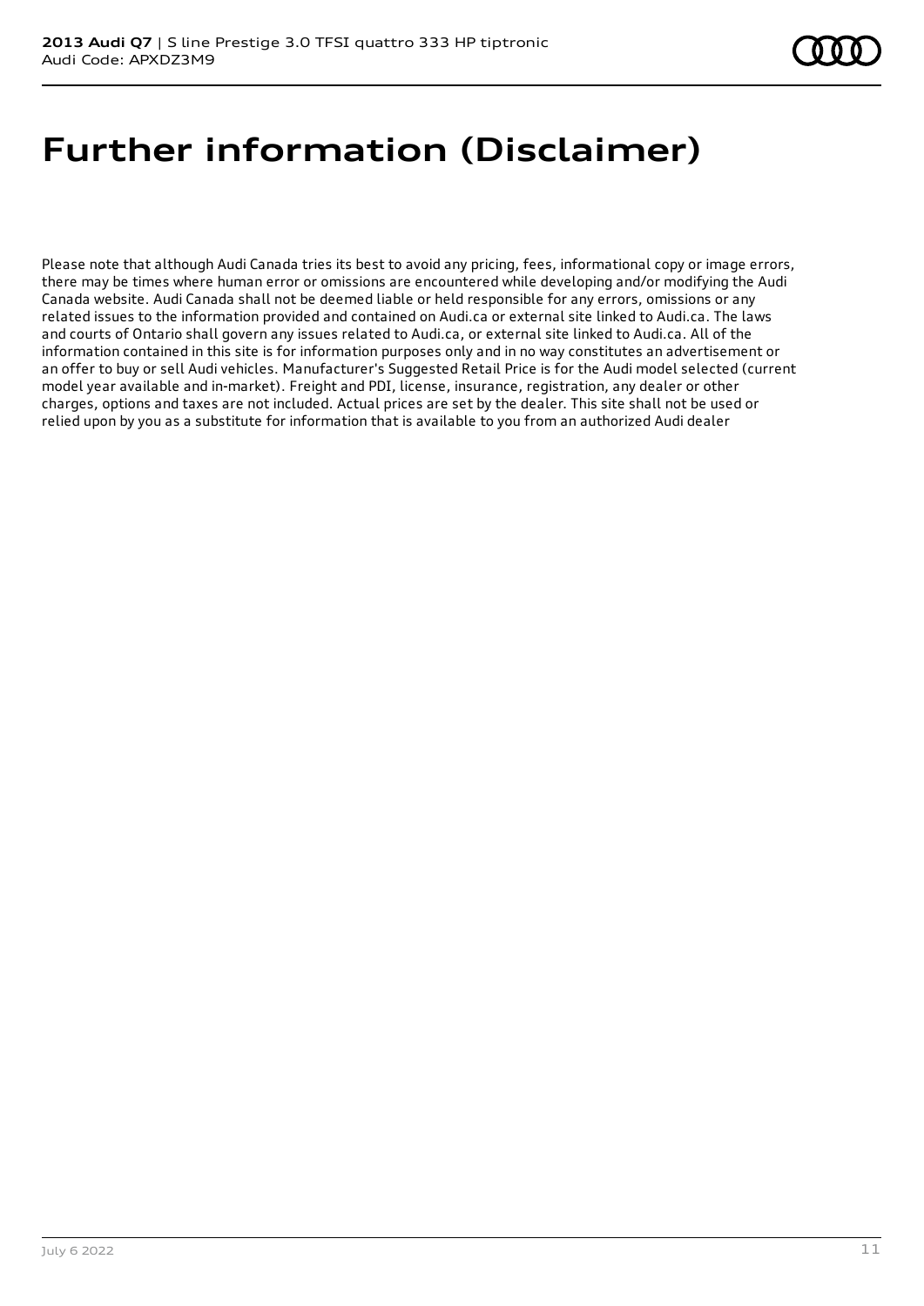# Further information (Disclaimer)

Please note that although Audi Canada tries its best to avoid any pricing, fees, informational copy or image errors, there may be times where human error or omissions are encountered while developing and/or modifying the Audi Canada website. Audi Canada shall not be deemed liable or held responsible for any errors, omissions or any related issues to the information provided and contained on Audi.ca or external site linked to Audi.ca. The laws and courts of Ontario shall govern any issues related to Audi.ca, or external site linked to Audi.ca. All of the information contained in this site is for information purposes only and in no way constitutes an advertisement or an offer to buy or sell Audi vehicles. Manufacturer's Suggested Retail Price is for the Audi model selected (current model year available and in-market). Freight and PDI, license, insurance, registration, any dealer or other charges, options and taxes are not included. Actual prices are set by the dealer. This site shall not be used or relied upon by you as a substitute for information that is available to you from an authorized Audi dealer